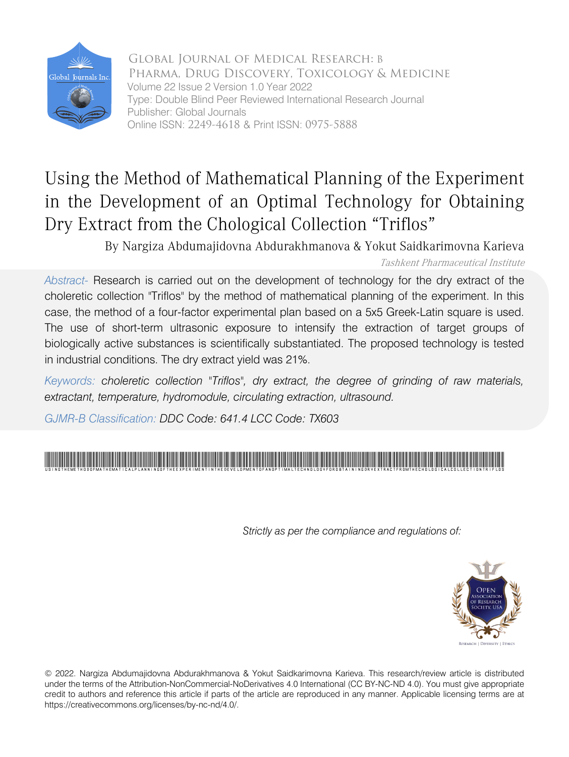Global Journal of Medical Research: B
Pharma, Drug Discovery, Toxicology & Medicine
Volume 22 Issue 2 Version 1.0 Year 2022
Type: Double Blind Peer Reviewed International Research Journal
Publisher: Global Journals
Online ISSN: 2249-4618 & Print ISSN: 0975-5888

# Using the Method of Mathematical Planning of the Experiment in the Development of an Optimal Technology for Obtaining Dry Extract from the Chological Collection "Triflos"

By Nargiza Abdumajidovna Abdurakhmanova & Yokut Saidkarimovna Karieva

*Tashkent Pharmaceutical Institute*

*Abstract-* Research is carried out on the development of technology for the dry extract of the choleretic collection "Triflos" by the method of mathematical planning of the experiment. In this case, the method of a four-factor experimental plan based on a 5x5 Greek-Latin square is used. The use of short-term ultrasonic exposure to intensify the extraction of target groups of biologically active substances is scientifically substantiated. The proposed technology is tested in industrial conditions. The dry extract yield was 21%.

*Keywords: choleretic collection "Triflos", dry extract, the degree of grinding of raw materials, extractant, temperature, hydromodule, circulating extraction, ultrasound.*

*GJMR-B Classification: DDC Code: 641.4 LCC Code: TX603*

*Strictly as per the compliance and regulations of:*

© 2022. Nargiza Abdumajidovna Abdurakhmanova & Yokut Saidkarimovna Karieva. This research/review article is distributed under the terms of the Attribution-NonCommercial-NoDerivatives 4.0 International (CC BY-NC-ND 4.0). You must give appropriate credit to authors and reference this article if parts of the article are reproduced in any manner. Applicable licensing terms are at https://creativecommons.org/licenses/by-nc-nd/4.0/.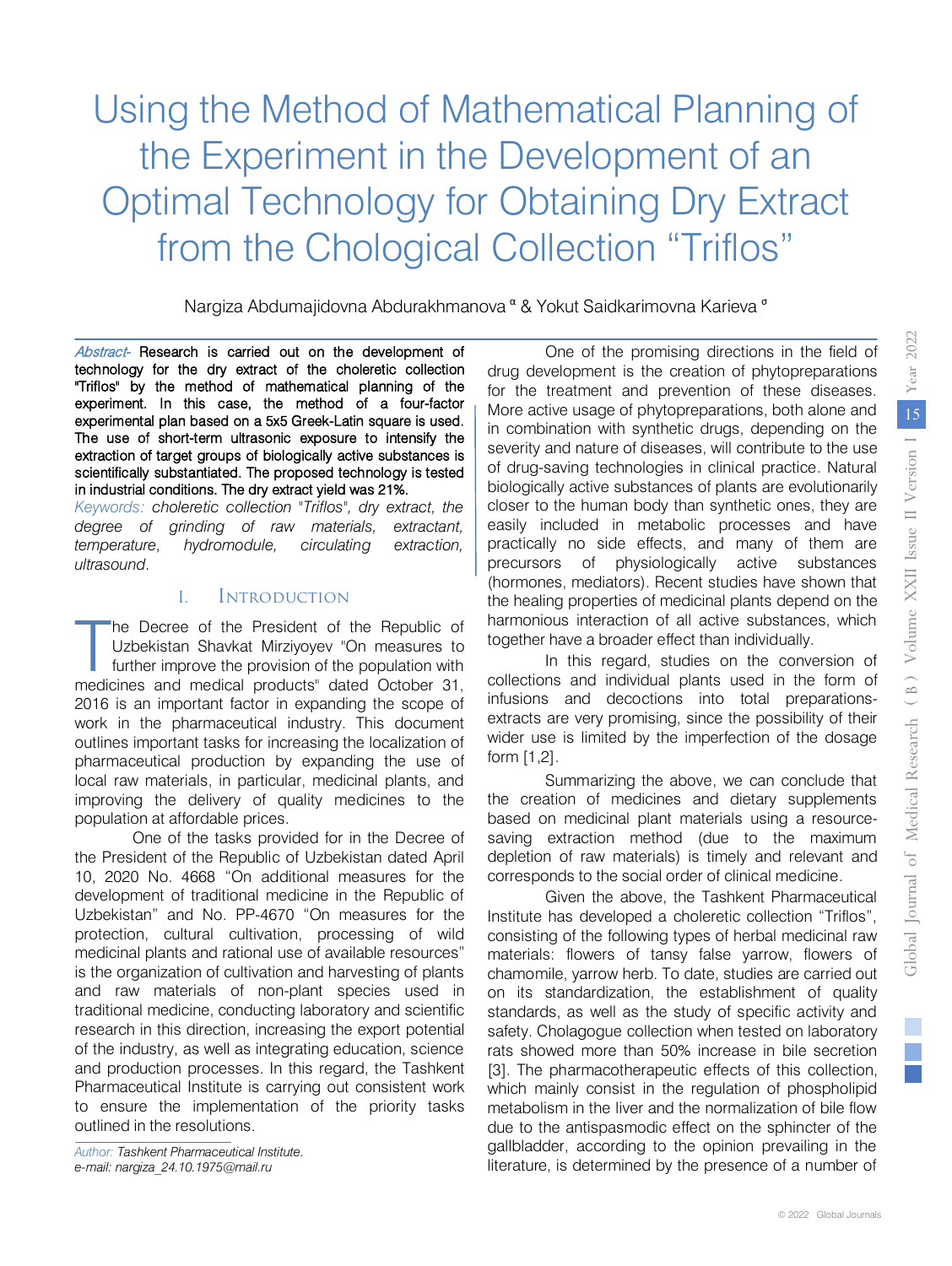# Using the Method of Mathematical Planning of the Experiment in the Development of an Optimal Technology for Obtaining Dry Extract from the Chological Collection "Triflos"

Nargiza Abdumajidovna Abdurakhmanova [α] & Yokut Saidkarimovna Karieva [σ]

***Abstract-*** **Research is carried out on the development of technology for the dry extract of the choleretic collection "Triflos" by the method of mathematical planning of the experiment. In this case, the method of a four-factor experimental plan based on a 5x5 Greek-Latin square is used. The use of short-term ultrasonic exposure to intensify the extraction of target groups of biologically active substances is scientifically substantiated. The proposed technology is tested in industrial conditions. The dry extract yield was 21%.**

*Keywords: choleretic collection "Triflos", dry extract, the degree of grinding of raw materials, extractant, temperature, hydromodule, circulating extraction, ultrasound.*

## I. Introduction

The Decree of the President of the Republic of Uzbekistan Shavkat Mirziyoyev "On measures to further improve the provision of the population with medicines and medical products" dated October 31, 2016 is an important factor in expanding the scope of work in the pharmaceutical industry. This document outlines important tasks for increasing the localization of pharmaceutical production by expanding the use of local raw materials, in particular, medicinal plants, and improving the delivery of quality medicines to the population at affordable prices.

One of the tasks provided for in the Decree of the President of the Republic of Uzbekistan dated April 10, 2020 No. 4668 "On additional measures for the development of traditional medicine in the Republic of Uzbekistan" and No. PP-4670 "On measures for the protection, cultural cultivation, processing of wild medicinal plants and rational use of available resources" is the organization of cultivation and harvesting of plants and raw materials of non-plant species used in traditional medicine, conducting laboratory and scientific research in this direction, increasing the export potential of the industry, as well as integrating education, science and production processes. In this regard, the Tashkent Pharmaceutical Institute is carrying out consistent work to ensure the implementation of the priority tasks outlined in the resolutions.

*Author: Tashkent Pharmaceutical Institute.*
*e-mail: nargiza_24.10.1975@mail.ru*

One of the promising directions in the field of drug development is the creation of phytopreparations for the treatment and prevention of these diseases. More active usage of phytopreparations, both alone and in combination with synthetic drugs, depending on the severity and nature of diseases, will contribute to the use of drug-saving technologies in clinical practice. Natural biologically active substances of plants are evolutionarily closer to the human body than synthetic ones, they are easily included in metabolic processes and have practically no side effects, and many of them are precursors of physiologically active substances (hormones, mediators). Recent studies have shown that the healing properties of medicinal plants depend on the harmonious interaction of all active substances, which together have a broader effect than individually.

In this regard, studies on the conversion of collections and individual plants used in the form of infusions and decoctions into total preparations-extracts are very promising, since the possibility of their wider use is limited by the imperfection of the dosage form [1,2].

Summarizing the above, we can conclude that the creation of medicines and dietary supplements based on medicinal plant materials using a resource-saving extraction method (due to the maximum depletion of raw materials) is timely and relevant and corresponds to the social order of clinical medicine.

Given the above, the Tashkent Pharmaceutical Institute has developed a choleretic collection "Triflos", consisting of the following types of herbal medicinal raw materials: flowers of tansy false yarrow, flowers of chamomile, yarrow herb. To date, studies are carried out on its standardization, the establishment of quality standards, as well as the study of specific activity and safety. Cholagogue collection when tested on laboratory rats showed more than 50% increase in bile secretion [3]. The pharmacotherapeutic effects of this collection, which mainly consist in the regulation of phospholipid metabolism in the liver and the normalization of bile flow due to the antispasmodic effect on the sphincter of the gallbladder, according to the opinion prevailing in the literature, is determined by the presence of a number of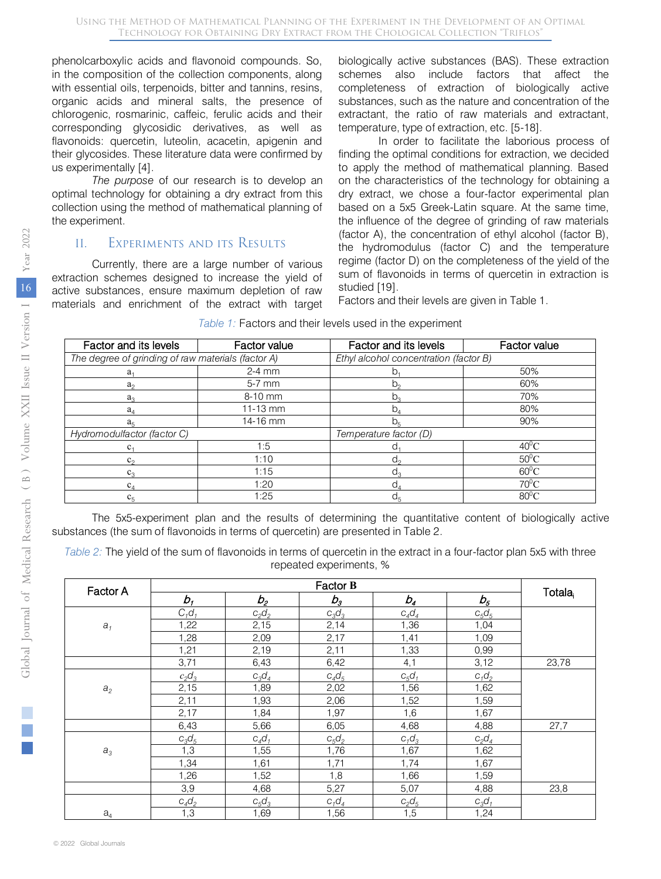phenolcarboxylic acids and flavonoid compounds. So, in the composition of the collection components, along with essential oils, terpenoids, bitter and tannins, resins, organic acids and mineral salts, the presence of chlorogenic, rosmarinic, caffeic, ferulic acids and their corresponding glycosidic derivatives, as well as flavonoids: quercetin, luteolin, acacetin, apigenin and their glycosides. These literature data were confirmed by us experimentally [4].

*The purpose* of our research is to develop an optimal technology for obtaining a dry extract from this collection using the method of mathematical planning of the experiment.

## II. Experiments and its Results

Currently, there are a large number of various extraction schemes designed to increase the yield of active substances, ensure maximum depletion of raw materials and enrichment of the extract with target biologically active substances (BAS). These extraction schemes also include factors that affect the completeness of extraction of biologically active substances, such as the nature and concentration of the extractant, the ratio of raw materials and extractant, temperature, type of extraction, etc. [5-18].

In order to facilitate the laborious process of finding the optimal conditions for extraction, we decided to apply the method of mathematical planning. Based on the characteristics of the technology for obtaining a dry extract, we chose a four-factor experimental plan based on a 5x5 Greek-Latin square. At the same time, the influence of the degree of grinding of raw materials (factor A), the concentration of ethyl alcohol (factor B), the hydromodulus (factor C) and the temperature regime (factor D) on the completeness of the yield of the sum of flavonoids in terms of quercetin in extraction is studied [19].

Factors and their levels are given in Table 1.

*Table 1:* Factors and their levels used in the experiment

| Factor and its levels | Factor value | Factor and its levels | Factor value |
|---|---|---|---|
| *The degree of grinding of raw materials (factor A)* | | *Ethyl alcohol concentration (factor B)* | |
| $a_1$ | 2-4 mm | $b_1$ | 50% |
| $a_2$ | 5-7 mm | $b_2$ | 60% |
| $a_3$ | 8-10 mm | $b_3$ | 70% |
| $a_4$ | 11-13 mm | $b_4$ | 80% |
| $a_5$ | 14-16 mm | $b_5$ | 90% |
| *Hydromodulfactor (factor C)* | | *Temperature factor (D)* | |
| $c_1$ | 1:5 | $d_1$ | $40^0C$ |
| $c_2$ | 1:10 | $d_2$ | $50^0C$ |
| $c_3$ | 1:15 | $d_3$ | $60^0C$ |
| $c_4$ | 1:20 | $d_4$ | $70^0C$ |
| $c_5$ | 1:25 | $d_5$ | $80^0C$ |

The 5x5-experiment plan and the results of determining the quantitative content of biologically active substances (the sum of flavonoids in terms of quercetin) are presented in Table 2.

*Table 2:* The yield of the sum of flavonoids in terms of quercetin in the extract in a four-factor plan 5x5 with three repeated experiments, %

| Factor A | Factor **B** | | | | | Total $a_i$ |
|---|---|---|---|---|---|---|
| | $b_1$ | $b_2$ | $b_3$ | $b_4$ | $b_5$ | |
| $a_1$ | $C_1d_1$ | $c_2d_2$ | $c_3d_3$ | $c_4d_4$ | $c_5d_5$ | |
| | 1,22 | 2,15 | 2,14 | 1,36 | 1,04 | |
| | 1,28 | 2,09 | 2,17 | 1,41 | 1,09 | |
| | 1,21 | 2,19 | 2,11 | 1,33 | 0,99 | |
| | 3,71 | 6,43 | 6,42 | 4,1 | 3,12 | 23,78 |
| $a_2$ | $c_2d_3$ | $c_3d_4$ | $c_4d_5$ | $c_5d_1$ | $c_1d_2$ | |
| | 2,15 | 1,89 | 2,02 | 1,56 | 1,62 | |
| | 2,11 | 1,93 | 2,06 | 1,52 | 1,59 | |
| | 2,17 | 1,84 | 1,97 | 1,6 | 1,67 | |
| | 6,43 | 5,66 | 6,05 | 4,68 | 4,88 | 27,7 |
| $a_3$ | $c_3d_5$ | $c_4d_1$ | $c_5d_2$ | $c_1d_3$ | $c_2d_4$ | |
| | 1,3 | 1,55 | 1,76 | 1,67 | 1,62 | |
| | 1,34 | 1,61 | 1,71 | 1,74 | 1,67 | |
| | 1,26 | 1,52 | 1,8 | 1,66 | 1,59 | |
| | 3,9 | 4,68 | 5,27 | 5,07 | 4,88 | 23,8 |
| $a_4$ | $c_4d_2$ | $c_5d_3$ | $c_1d_4$ | $c_2d_5$ | $c_3d_1$ | |
| | 1,3 | 1,69 | 1,56 | 1,5 | 1,24 | |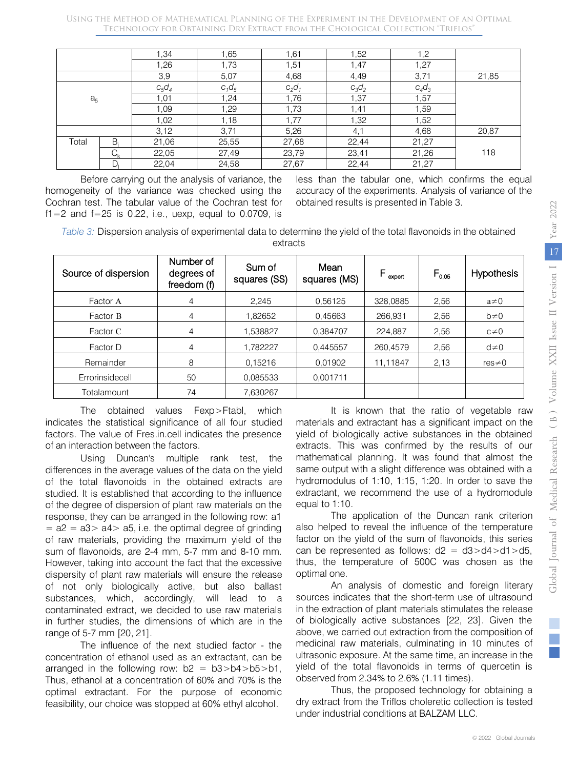|  |  | 1,34 | 1,65 | 1,61 | 1,52 | 1,2 |  |
|---|---|---|---|---|---|---|---|
|  |  | 1,26 | 1,73 | 1,51 | 1,47 | 1,27 |  |
|  |  | 3,9 | 5,07 | 4,68 | 4,49 | 3,71 | 21,85 |
| $a_5$ |  | $c_5d_4$ | $c_1d_5$ | $c_2d_1$ | $c_3d_2$ | $c_4d_3$ |  |
|  |  | 1,01 | 1,24 | 1,76 | 1,37 | 1,57 |  |
|  |  | 1,09 | 1,29 | 1,73 | 1,41 | 1,59 |  |
|  |  | 1,02 | 1,18 | 1,77 | 1,32 | 1,52 |  |
|  |  | 3,12 | 3,71 | 5,26 | 4,1 | 4,68 | 20,87 |
| Total | $B_j$ | 21,06 | 25,55 | 27,68 | 22,44 | 21,27 |  |
|  | $C_k$ | 22,05 | 27,49 | 23,79 | 23,41 | 21,26 | 118 |
|  | $D_l$ | 22,04 | 24,58 | 27,67 | 22,44 | 21,27 |  |

Before carrying out the analysis of variance, the homogeneity of the variance was checked using the Cochran test. The tabular value of the Cochran test for f1=2 and f=25 is 0.22, i.e., uexp, equal to 0.0709, is less than the tabular one, which confirms the equal accuracy of the experiments. Analysis of variance of the obtained results is presented in Table 3.

*Table 3:* Dispersion analysis of experimental data to determine the yield of the total flavonoids in the obtained extracts

| Source of dispersion | Number of degrees of freedom (f) | Sum of squares (SS) | Mean squares (MS) | $F_{expert}$ | $F_{0,05}$ | Hypothesis |
|---|---|---|---|---|---|---|
| Factor A | 4 | 2,245 | 0,56125 | 328,0885 | 2,56 | a≠0 |
| Factor B | 4 | 1,82652 | 0,45663 | 266,931 | 2,56 | b≠0 |
| Factor C | 4 | 1,538827 | 0,384707 | 224,887 | 2,56 | c≠0 |
| Factor D | 4 | 1,782227 | 0,445557 | 260,4579 | 2,56 | d≠0 |
| Remainder | 8 | 0,15216 | 0,01902 | 11,11847 | 2,13 | res≠0 |
| Errorinsidecell | 50 | 0,085533 | 0,001711 |  |  |  |
| Totalamount | 74 | 7,630267 |  |  |  |  |

The obtained values Fexp>Ftabl, which indicates the statistical significance of all four studied factors. The value of Fres.in.cell indicates the presence of an interaction between the factors.

Using Duncan's multiple rank test, the differences in the average values of the data on the yield of the total flavonoids in the obtained extracts are studied. It is established that according to the influence of the degree of dispersion of plant raw materials on the response, they can be arranged in the following row: a1 = a2 = a3> a4> a5, i.e. the optimal degree of grinding of raw materials, providing the maximum yield of the sum of flavonoids, are 2-4 mm, 5-7 mm and 8-10 mm. However, taking into account the fact that the excessive dispersity of plant raw materials will ensure the release of not only biologically active, but also ballast substances, which, accordingly, will lead to a contaminated extract, we decided to use raw materials in further studies, the dimensions of which are in the range of 5-7 mm [20, 21].

The influence of the next studied factor - the concentration of ethanol used as an extractant, can be arranged in the following row: b2 = b3>b4>b5>b1, Thus, ethanol at a concentration of 60% and 70% is the optimal extractant. For the purpose of economic feasibility, our choice was stopped at 60% ethyl alcohol.

It is known that the ratio of vegetable raw materials and extractant has a significant impact on the yield of biologically active substances in the obtained extracts. This was confirmed by the results of our mathematical planning. It was found that almost the same output with a slight difference was obtained with a hydromodulus of 1:10, 1:15, 1:20. In order to save the extractant, we recommend the use of a hydromodule equal to 1:10.

The application of the Duncan rank criterion also helped to reveal the influence of the temperature factor on the yield of the sum of flavonoids, this series can be represented as follows: d2 = d3>d4>d1>d5, thus, the temperature of 500C was chosen as the optimal one.

An analysis of domestic and foreign literary sources indicates that the short-term use of ultrasound in the extraction of plant materials stimulates the release of biologically active substances [22, 23]. Given the above, we carried out extraction from the composition of medicinal raw materials, culminating in 10 minutes of ultrasonic exposure. At the same time, an increase in the yield of the total flavonoids in terms of quercetin is observed from 2.34% to 2.6% (1.11 times).

Thus, the proposed technology for obtaining a dry extract from the Triflos choleretic collection is tested under industrial conditions at BALZAM LLC.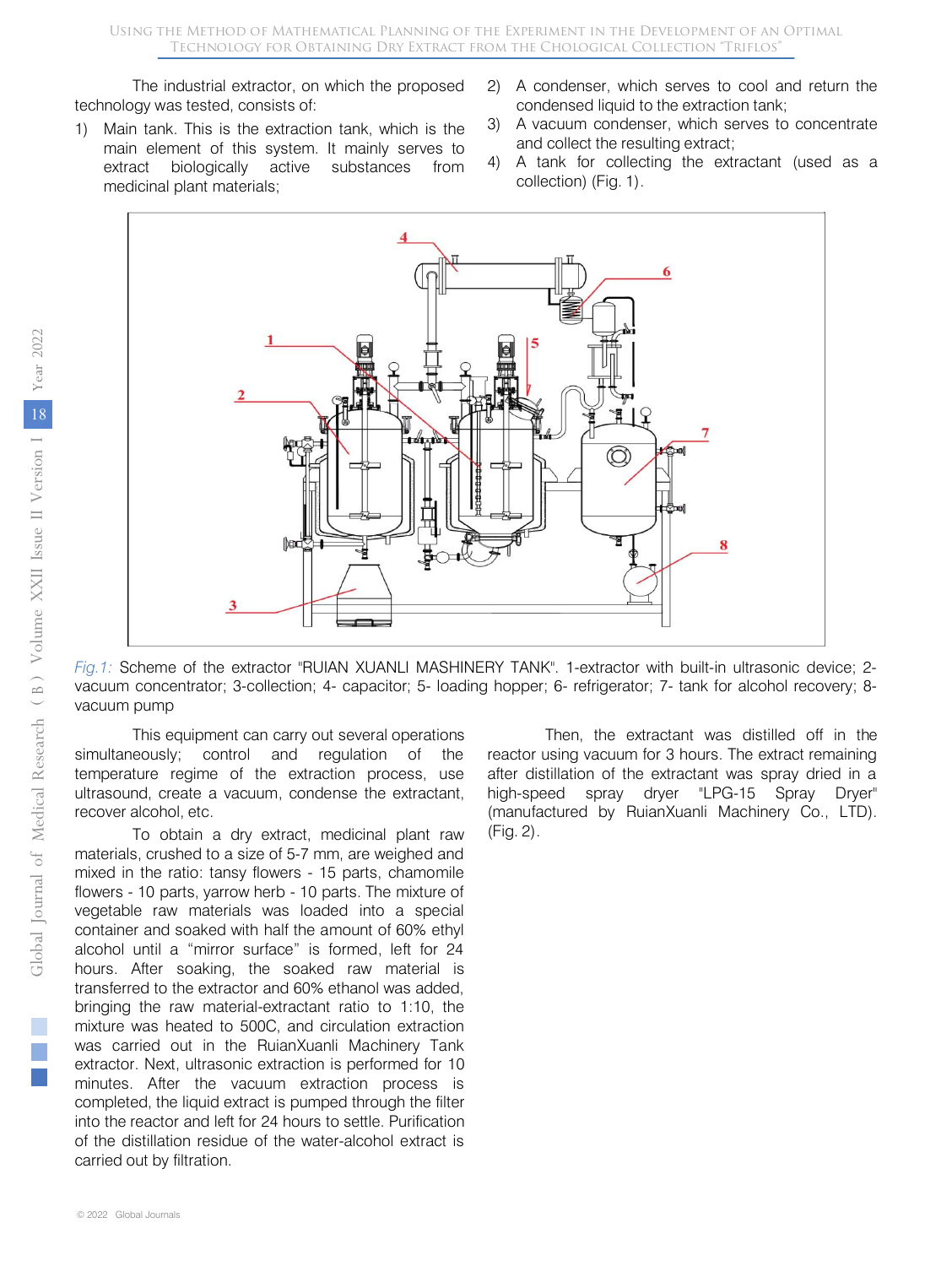The industrial extractor, on which the proposed technology was tested, consists of:

1) Main tank. This is the extraction tank, which is the main element of this system. It mainly serves to extract biologically active substances from medicinal plant materials;
2) A condenser, which serves to cool and return the condensed liquid to the extraction tank;
3) A vacuum condenser, which serves to concentrate and collect the resulting extract;
4) A tank for collecting the extractant (used as a collection) (Fig. 1).

*Fig.1:* Scheme of the extractor "RUIAN XUANLI MASHINERY TANK". 1-extractor with built-in ultrasonic device; 2-vacuum concentrator; 3-collection; 4- capacitor; 5- loading hopper; 6- refrigerator; 7- tank for alcohol recovery; 8-vacuum pump

This equipment can carry out several operations simultaneously; control and regulation of the temperature regime of the extraction process, use ultrasound, create a vacuum, condense the extractant, recover alcohol, etc.

To obtain a dry extract, medicinal plant raw materials, crushed to a size of 5-7 mm, are weighed and mixed in the ratio: tansy flowers - 15 parts, chamomile flowers - 10 parts, yarrow herb - 10 parts. The mixture of vegetable raw materials was loaded into a special container and soaked with half the amount of 60% ethyl alcohol until a "mirror surface" is formed, left for 24 hours. After soaking, the soaked raw material is transferred to the extractor and 60% ethanol was added, bringing the raw material-extractant ratio to 1:10, the mixture was heated to 500C, and circulation extraction was carried out in the RuianXuanli Machinery Tank extractor. Next, ultrasonic extraction is performed for 10 minutes. After the vacuum extraction process is completed, the liquid extract is pumped through the filter into the reactor and left for 24 hours to settle. Purification of the distillation residue of the water-alcohol extract is carried out by filtration.

Then, the extractant was distilled off in the reactor using vacuum for 3 hours. The extract remaining after distillation of the extractant was spray dried in a high-speed spray dryer "LPG-15 Spray Dryer" (manufactured by RuianXuanli Machinery Co., LTD). (Fig. 2).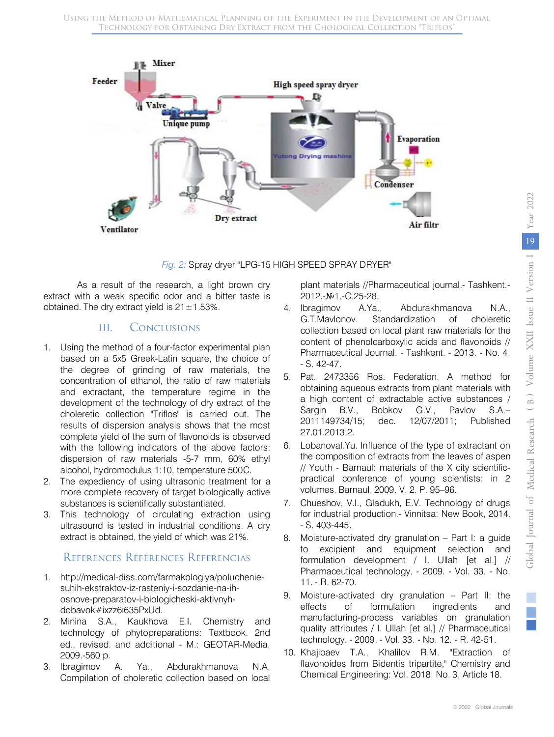Fig. 2: Spray dryer "LPG-15 HIGH SPEED SPRAY DRYER"

As a result of the research, a light brown dry extract with a weak specific odor and a bitter taste is obtained. The dry extract yield is 21±1.53%.

## III. Conclusions

1. Using the method of a four-factor experimental plan based on a 5x5 Greek-Latin square, the choice of the degree of grinding of raw materials, the concentration of ethanol, the ratio of raw materials and extractant, the temperature regime in the development of the technology of dry extract of the choleretic collection "Triflos" is carried out. The results of dispersion analysis shows that the most complete yield of the sum of flavonoids is observed with the following indicators of the above factors: dispersion of raw materials -5-7 mm, 60% ethyl alcohol, hydromodulus 1:10, temperature 500C.
2. The expediency of using ultrasonic treatment for a more complete recovery of target biologically active substances is scientifically substantiated.
3. This technology of circulating extraction using ultrasound is tested in industrial conditions. A dry extract is obtained, the yield of which was 21%.

## References Références Referencias

1. http://medical-diss.com/farmakologiya/poluchenie-suhih-ekstraktov-iz-rasteniy-i-sozdanie-na-ih-osnove-preparatov-i-biologicheski-aktivnyh-dobavok#ixzz6i635PxUd.
2. Minina S.A., Kaukhova E.I. Chemistry and technology of phytopreparations: Textbook. 2nd ed., revised. and additional - M.: GEOTAR-Media, 2009.-560 p.
3. Ibragimov A. Ya., Abdurakhmanova N.A. Compilation of choleretic collection based on local plant materials //Pharmaceutical journal.- Tashkent.-2012.-№1.-C.25-28.
4. Ibragimov A.Ya., Abdurakhmanova N.A., G.T.Mavlonov. Standardization of choleretic collection based on local plant raw materials for the content of phenolcarboxylic acids and flavonoids // Pharmaceutical Journal. - Tashkent. - 2013. - No. 4. - S. 42-47.
5. Pat. 2473356 Ros. Federation. A method for obtaining aqueous extracts from plant materials with a high content of extractable active substances / Sargin B.V., Bobkov G.V., Pavlov S.A.– 2011149734/15; dec. 12/07/2011; Published 27.01.2013.2.
6. Lobanoval.Yu. Influence of the type of extractant on the composition of extracts from the leaves of aspen // Youth - Barnaul: materials of the X city scientific-practical conference of young scientists: in 2 volumes. Barnaul, 2009. V. 2. P. 95–96.
7. Chueshov, V.I., Gladukh, E.V. Technology of drugs for industrial production.- Vinnitsa: New Book, 2014. - S. 403-445.
8. Moisture-activated dry granulation – Part I: a guide to excipient and equipment selection and formulation development / I. Ullah [et al.] // Pharmaceutical technology. - 2009. - Vol. 33. - No. 11. - R. 62-70.
9. Moisture-activated dry granulation – Part II: the effects of formulation ingredients and manufacturing-process variables on granulation quality attributes / I. Ullah [et al.] // Pharmaceutical technology. - 2009. - Vol. 33. - No. 12. - R. 42-51.
10. Khajibaev T.A., Khalilov R.M. "Extraction of flavonoides from Bidentis tripartite," Chemistry and Chemical Engineering: Vol. 2018: No. 3, Article 18.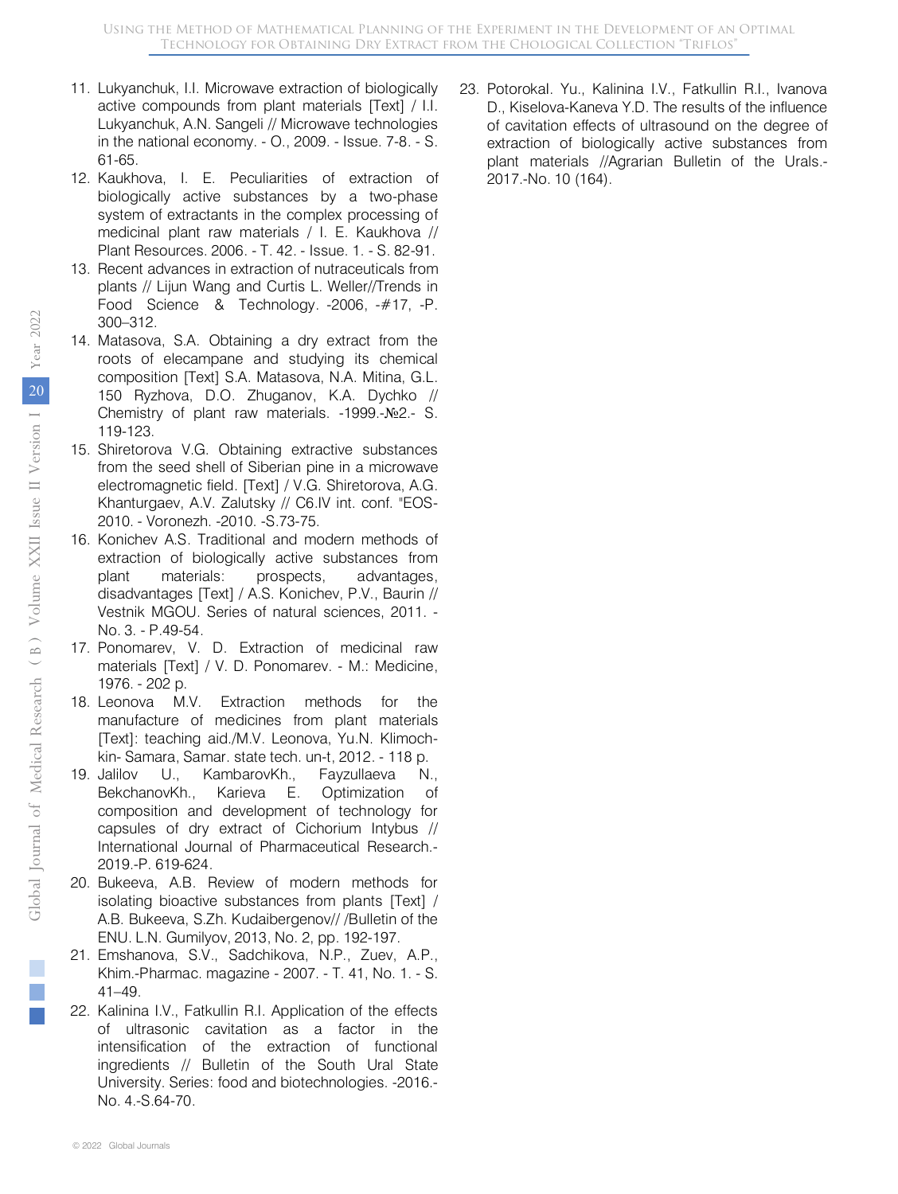11. Lukyanchuk, I.I. Microwave extraction of biologically active compounds from plant materials [Text] / I.I. Lukyanchuk, A.N. Sangeli // Microwave technologies in the national economy. - O., 2009. - Issue. 7-8. - S. 61-65.
12. Kaukhova, I. E. Peculiarities of extraction of biologically active substances by a two-phase system of extractants in the complex processing of medicinal plant raw materials / I. E. Kaukhova // Plant Resources. 2006. - T. 42. - Issue. 1. - S. 82-91.
13. Recent advances in extraction of nutraceuticals from plants // Lijun Wang and Curtis L. Weller//Trends in Food Science & Technology. -2006, -#17, -P. 300–312.
14. Matasova, S.A. Obtaining a dry extract from the roots of elecampane and studying its chemical composition [Text] S.A. Matasova, N.A. Mitina, G.L. 150 Ryzhova, D.O. Zhuganov, K.A. Dychko // Chemistry of plant raw materials. -1999.-№2.- S. 119-123.
15. Shiretorova V.G. Obtaining extractive substances from the seed shell of Siberian pine in a microwave electromagnetic field. [Text] / V.G. Shiretorova, A.G. Khanturgaev, A.V. Zalutsky // C6.IV int. conf. "EOS-2010. - Voronezh. -2010. -S.73-75.
16. Konichev A.S. Traditional and modern methods of extraction of biologically active substances from plant materials: prospects, advantages, disadvantages [Text] / A.S. Konichev, P.V., Baurin // Vestnik MGOU. Series of natural sciences, 2011. - No. 3. - P.49-54.
17. Ponomarev, V. D. Extraction of medicinal raw materials [Text] / V. D. Ponomarev. - M.: Medicine, 1976. - 202 p.
18. Leonova M.V. Extraction methods for the manufacture of medicines from plant materials [Text]: teaching aid./M.V. Leonova, Yu.N. Klimoch-kin- Samara, Samar. state tech. un-t, 2012. - 118 p.
19. Jalilov U., KambarovKh., Fayzullaeva N., BekchanovKh., Karieva E. Optimization of composition and development of technology for capsules of dry extract of Cichorium Intybus // International Journal of Pharmaceutical Research.-2019.-P. 619-624.
20. Bukeeva, A.B. Review of modern methods for isolating bioactive substances from plants [Text] / A.B. Bukeeva, S.Zh. Kudaibergenov// /Bulletin of the ENU. L.N. Gumilyov, 2013, No. 2, pp. 192-197.
21. Emshanova, S.V., Sadchikova, N.P., Zuev, A.P., Khim.-Pharmac. magazine - 2007. - T. 41, No. 1. - S. 41–49.
22. Kalinina I.V., Fatkullin R.I. Application of the effects of ultrasonic cavitation as a factor in the intensification of the extraction of functional ingredients // Bulletin of the South Ural State University. Series: food and biotechnologies. -2016.- No. 4.-S.64-70.
23. PotorokaI. Yu., Kalinina I.V., Fatkullin R.I., Ivanova D., Kiselova-Kaneva Y.D. The results of the influence of cavitation effects of ultrasound on the degree of extraction of biologically active substances from plant materials //Agrarian Bulletin of the Urals.-2017.-No. 10 (164).